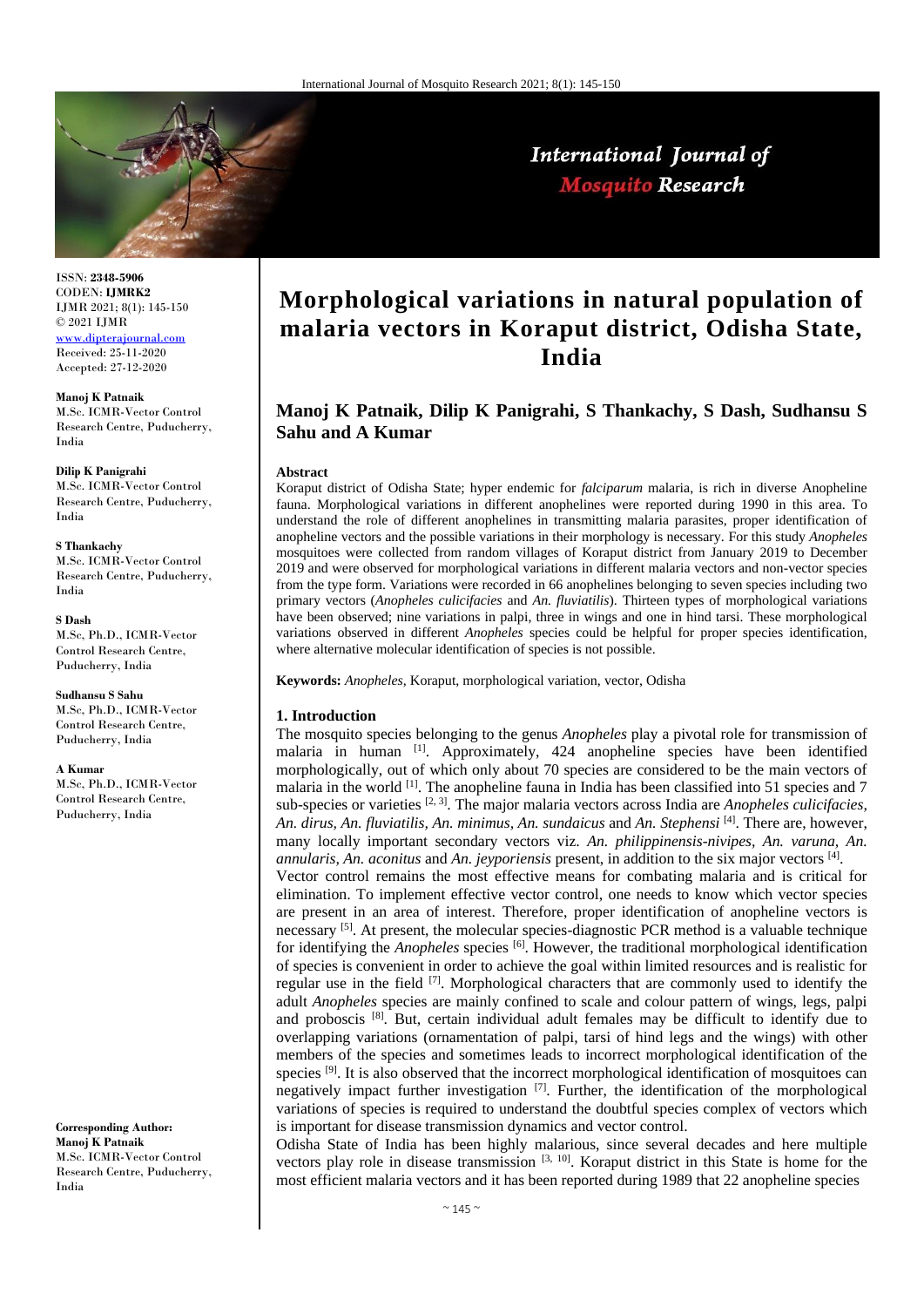ISSN: **2348-5906**
CODEN: **IJMRK2**
IJMR 2021; 8(1): 145-150
© 2021 IJMR
www.dipterajournal.com
Received: 25-11-2020
Accepted: 27-12-2020

**Manoj K Patnaik**
M.Sc. ICMR-Vector Control Research Centre, Puducherry, India

**Dilip K Panigrahi**
M.Sc. ICMR-Vector Control Research Centre, Puducherry, India

**S Thankachy**
M.Sc. ICMR-Vector Control Research Centre, Puducherry, India

**S Dash**
M.Sc, Ph.D., ICMR-Vector Control Research Centre, Puducherry, India

**Sudhansu S Sahu**
M.Sc, Ph.D., ICMR-Vector Control Research Centre, Puducherry, India

**A Kumar**
M.Sc, Ph.D., ICMR-Vector Control Research Centre, Puducherry, India

**Corresponding Author:**
**Manoj K Patnaik**
M.Sc. ICMR-Vector Control Research Centre, Puducherry, India

# Morphological variations in natural population of malaria vectors in Koraput district, Odisha State, India

**Manoj K Patnaik, Dilip K Panigrahi, S Thankachy, S Dash, Sudhansu S Sahu and A Kumar**

**Abstract**

Koraput district of Odisha State; hyper endemic for *falciparum* malaria, is rich in diverse Anopheline fauna. Morphological variations in different anophelines were reported during 1990 in this area. To understand the role of different anophelines in transmitting malaria parasites, proper identification of anopheline vectors and the possible variations in their morphology is necessary. For this study *Anopheles* mosquitoes were collected from random villages of Koraput district from January 2019 to December 2019 and were observed for morphological variations in different malaria vectors and non-vector species from the type form. Variations were recorded in 66 anophelines belonging to seven species including two primary vectors (*Anopheles culicifacies* and *An. fluviatilis*). Thirteen types of morphological variations have been observed; nine variations in palpi, three in wings and one in hind tarsi. These morphological variations observed in different *Anopheles* species could be helpful for proper species identification, where alternative molecular identification of species is not possible.

**Keywords:** *Anopheles*, Koraput, morphological variation, vector, Odisha

## 1. Introduction

The mosquito species belonging to the genus *Anopheles* play a pivotal role for transmission of malaria in human [1]. Approximately, 424 anopheline species have been identified morphologically, out of which only about 70 species are considered to be the main vectors of malaria in the world [1]. The anopheline fauna in India has been classified into 51 species and 7 sub-species or varieties [2, 3]. The major malaria vectors across India are *Anopheles culicifacies, An. dirus, An. fluviatilis, An. minimus, An. sundaicus* and *An. Stephensi* [4]. There are, however, many locally important secondary vectors viz. *An. philippinensis-nivipes, An. varuna, An. annularis, An. aconitus* and *An. jeyporiensis* present, in addition to the six major vectors [4].

Vector control remains the most effective means for combating malaria and is critical for elimination. To implement effective vector control, one needs to know which vector species are present in an area of interest. Therefore, proper identification of anopheline vectors is necessary [5]. At present, the molecular species-diagnostic PCR method is a valuable technique for identifying the *Anopheles* species [6]. However, the traditional morphological identification of species is convenient in order to achieve the goal within limited resources and is realistic for regular use in the field [7]. Morphological characters that are commonly used to identify the adult *Anopheles* species are mainly confined to scale and colour pattern of wings, legs, palpi and proboscis [8]. But, certain individual adult females may be difficult to identify due to overlapping variations (ornamentation of palpi, tarsi of hind legs and the wings) with other members of the species and sometimes leads to incorrect morphological identification of the species [9]. It is also observed that the incorrect morphological identification of mosquitoes can negatively impact further investigation [7]. Further, the identification of the morphological variations of species is required to understand the doubtful species complex of vectors which is important for disease transmission dynamics and vector control.

Odisha State of India has been highly malarious, since several decades and here multiple vectors play role in disease transmission [3, 10]. Koraput district in this State is home for the most efficient malaria vectors and it has been reported during 1989 that 22 anopheline species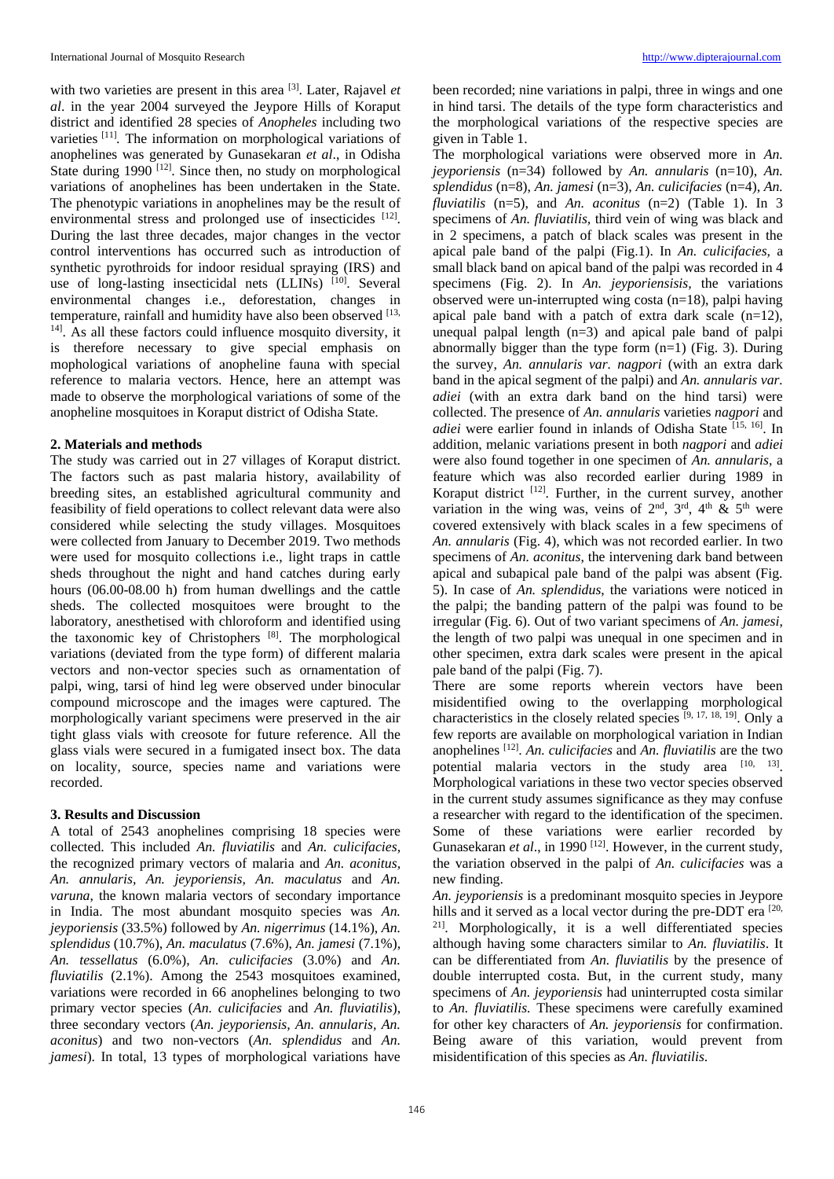with two varieties are present in this area [3]. Later, Rajavel *et al*. in the year 2004 surveyed the Jeypore Hills of Koraput district and identified 28 species of *Anopheles* including two varieties [11]. The information on morphological variations of anophelines was generated by Gunasekaran *et al*., in Odisha State during 1990 [12]. Since then, no study on morphological variations of anophelines has been undertaken in the State. The phenotypic variations in anophelines may be the result of environmental stress and prolonged use of insecticides [12]. During the last three decades, major changes in the vector control interventions has occurred such as introduction of synthetic pyrothroids for indoor residual spraying (IRS) and use of long-lasting insecticidal nets (LLINs) [10]. Several environmental changes i.e., deforestation, changes in temperature, rainfall and humidity have also been observed [13, 14]. As all these factors could influence mosquito diversity, it is therefore necessary to give special emphasis on mophological variations of anopheline fauna with special reference to malaria vectors. Hence, here an attempt was made to observe the morphological variations of some of the anopheline mosquitoes in Koraput district of Odisha State.

## 2. Materials and methods

The study was carried out in 27 villages of Koraput district. The factors such as past malaria history, availability of breeding sites, an established agricultural community and feasibility of field operations to collect relevant data were also considered while selecting the study villages. Mosquitoes were collected from January to December 2019. Two methods were used for mosquito collections i.e., light traps in cattle sheds throughout the night and hand catches during early hours (06.00-08.00 h) from human dwellings and the cattle sheds. The collected mosquitoes were brought to the laboratory, anesthetised with chloroform and identified using the taxonomic key of Christophers [8]. The morphological variations (deviated from the type form) of different malaria vectors and non-vector species such as ornamentation of palpi, wing, tarsi of hind leg were observed under binocular compound microscope and the images were captured. The morphologically variant specimens were preserved in the air tight glass vials with creosote for future reference. All the glass vials were secured in a fumigated insect box. The data on locality, source, species name and variations were recorded.

## 3. Results and Discussion

A total of 2543 anophelines comprising 18 species were collected. This included *An. fluviatilis* and *An. culicifacies*, the recognized primary vectors of malaria and *An. aconitus*, *An. annularis*, *An. jeyporiensis, An. maculatus* and *An. varuna*, the known malaria vectors of secondary importance in India. The most abundant mosquito species was *An. jeyporiensis* (33.5%) followed by *An. nigerrimus* (14.1%), *An. splendidus* (10.7%), *An. maculatus* (7.6%), *An. jamesi* (7.1%), *An. tessellatus* (6.0%), *An. culicifacies* (3.0%) and *An. fluviatilis* (2.1%). Among the 2543 mosquitoes examined, variations were recorded in 66 anophelines belonging to two primary vector species (*An. culicifacies* and *An. fluviatilis*), three secondary vectors (*An. jeyporiensis, An. annularis, An. aconitus*) and two non-vectors (*An. splendidus* and *An. jamesi*). In total, 13 types of morphological variations have been recorded; nine variations in palpi, three in wings and one in hind tarsi. The details of the type form characteristics and the morphological variations of the respective species are given in Table 1.

The morphological variations were observed more in *An. jeyporiensis* (n=34) followed by *An. annularis* (n=10), *An. splendidus* (n=8), *An. jamesi* (n=3), *An. culicifacies* (n=4), *An. fluviatilis* (n=5), and *An. aconitus* (n=2) (Table 1). In 3 specimens of *An. fluviatilis*, third vein of wing was black and in 2 specimens, a patch of black scales was present in the apical pale band of the palpi (Fig.1). In *An. culicifacies,* a small black band on apical band of the palpi was recorded in 4 specimens (Fig. 2). In *An. jeyporiensisis,* the variations observed were un-interrupted wing costa (n=18), palpi having apical pale band with a patch of extra dark scale (n=12), unequal palpal length (n=3) and apical pale band of palpi abnormally bigger than the type form (n=1) (Fig. 3). During the survey, *An. annularis var. nagpori* (with an extra dark band in the apical segment of the palpi) and *An. annularis var. adiei* (with an extra dark band on the hind tarsi) were collected. The presence of *An. annularis* varieties *nagpori* and *adiei* were earlier found in inlands of Odisha State [15, 16]. In addition, melanic variations present in both *nagpori* and *adiei* were also found together in one specimen of *An. annularis*, a feature which was also recorded earlier during 1989 in Koraput district [12]. Further, in the current survey, another variation in the wing was, veins of 2nd, 3rd, 4th & 5th were covered extensively with black scales in a few specimens of *An. annularis* (Fig. 4), which was not recorded earlier. In two specimens of *An. aconitus*, the intervening dark band between apical and subapical pale band of the palpi was absent (Fig. 5). In case of *An. splendidus*, the variations were noticed in the palpi; the banding pattern of the palpi was found to be irregular (Fig. 6). Out of two variant specimens of *An. jamesi*, the length of two palpi was unequal in one specimen and in other specimen, extra dark scales were present in the apical pale band of the palpi (Fig. 7).

There are some reports wherein vectors have been misidentified owing to the overlapping morphological characteristics in the closely related species [9, 17, 18, 19]. Only a few reports are available on morphological variation in Indian anophelines [12]. *An. culicifacies* and *An. fluviatilis* are the two potential malaria vectors in the study area [10, 13]. Morphological variations in these two vector species observed in the current study assumes significance as they may confuse a researcher with regard to the identification of the specimen. Some of these variations were earlier recorded by Gunasekaran *et al*., in 1990 [12]. However, in the current study, the variation observed in the palpi of *An. culicifacies* was a new finding.

*An. jeyporiensis* is a predominant mosquito species in Jeypore hills and it served as a local vector during the pre-DDT era [20, 21]. Morphologically, it is a well differentiated species although having some characters similar to *An. fluviatilis*. It can be differentiated from *An. fluviatilis* by the presence of double interrupted costa. But, in the current study, many specimens of *An. jeyporiensis* had uninterrupted costa similar to *An. fluviatilis.* These specimens were carefully examined for other key characters of *An. jeyporiensis* for confirmation. Being aware of this variation, would prevent from misidentification of this species as *An. fluviatilis*.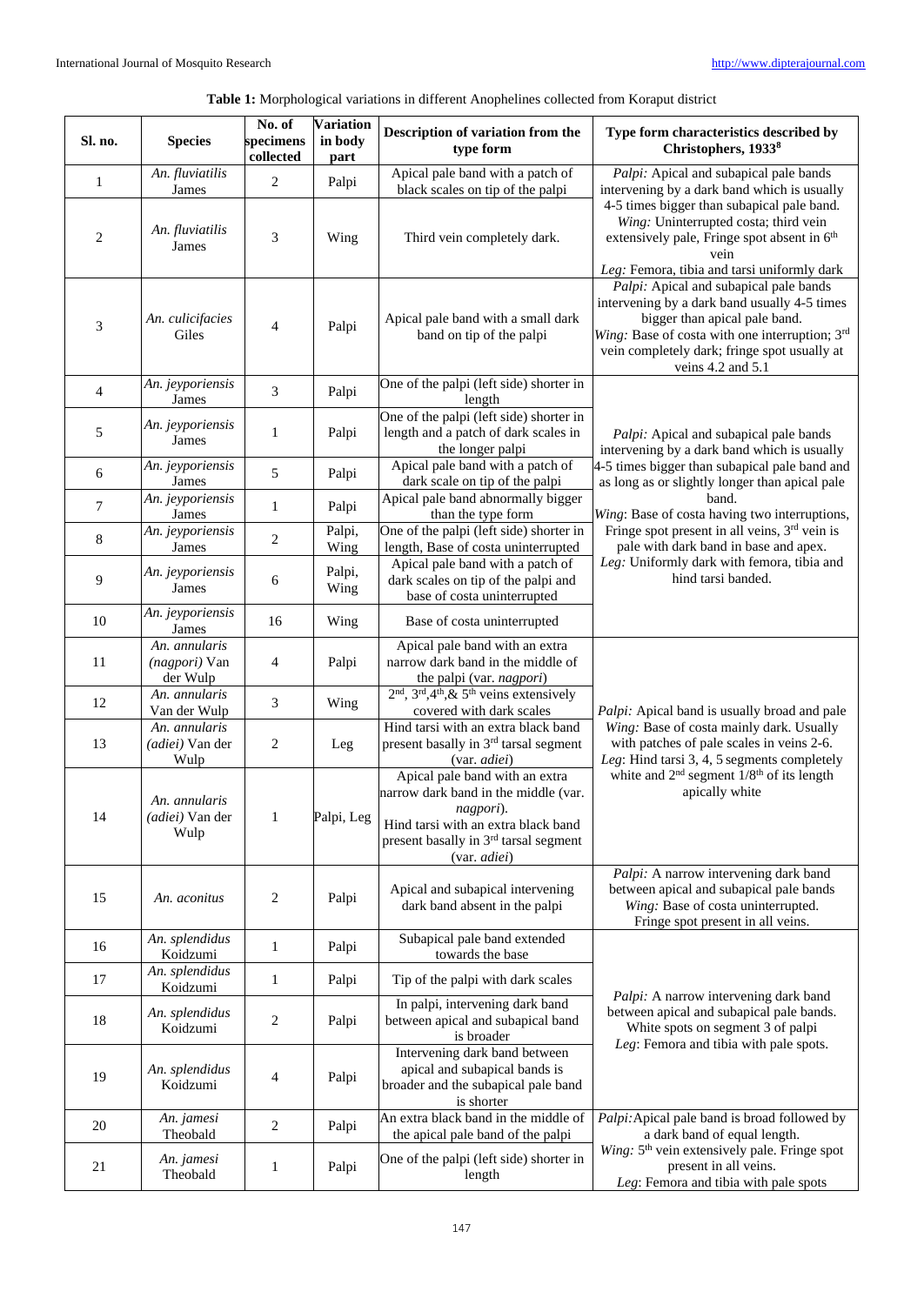**Table 1:** Morphological variations in different Anophelines collected from Koraput district

| Sl. no. | Species | No. of specimens collected | Variation in body part | Description of variation from the type form | Type form characteristics described by Christophers, 1933[8] |
|---|---|---|---|---|---|
| 1 | *An. fluviatilis* James | 2 | Palpi | Apical pale band with a patch of black scales on tip of the palpi | *Palpi:* Apical and subapical pale bands intervening by a dark band which is usually 4-5 times bigger than subapical pale band. *Wing:* Uninterrupted costa; third vein extensively pale, Fringe spot absent in 6th vein *Leg:* Femora, tibia and tarsi uniformly dark |
| 2 | *An. fluviatilis* James | 3 | Wing | Third vein completely dark. | |
| 3 | *An. culicifacies* Giles | 4 | Palpi | Apical pale band with a small dark band on tip of the palpi | *Palpi:* Apical and subapical pale bands intervening by a dark band usually 4-5 times bigger than apical pale band. *Wing:* Base of costa with one interruption; 3rd vein completely dark; fringe spot usually at veins 4.2 and 5.1 |
| 4 | *An. jeyporiensis* James | 3 | Palpi | One of the palpi (left side) shorter in length | *Palpi:* Apical and subapical pale bands intervening by a dark band which is usually 4-5 times bigger than subapical pale band and as long as or slightly longer than apical pale band. *Wing*: Base of costa having two interruptions, Fringe spot present in all veins, 3rd vein is pale with dark band in base and apex. *Leg:* Uniformly dark with femora, tibia and hind tarsi banded. |
| 5 | *An. jeyporiensis* James | 1 | Palpi | One of the palpi (left side) shorter in length and a patch of dark scales in the longer palpi | |
| 6 | *An. jeyporiensis* James | 5 | Palpi | Apical pale band with a patch of dark scale on tip of the palpi | |
| 7 | *An. jeyporiensis* James | 1 | Palpi | Apical pale band abnormally bigger than the type form | |
| 8 | *An. jeyporiensis* James | 2 | Palpi, Wing | One of the palpi (left side) shorter in length, Base of costa uninterrupted | |
| 9 | *An. jeyporiensis* James | 6 | Palpi, Wing | Apical pale band with a patch of dark scales on tip of the palpi and base of costa uninterrupted | |
| 10 | *An. jeyporiensis* James | 16 | Wing | Base of costa uninterrupted | |
| 11 | *An. annularis (nagpori)* Van der Wulp | 4 | Palpi | Apical pale band with an extra narrow dark band in the middle of the palpi (var. *nagpori*) | *Palpi:* Apical band is usually broad and pale *Wing:* Base of costa mainly dark. Usually with patches of pale scales in veins 2-6. *Leg*: Hind tarsi 3, 4, 5 segments completely white and 2nd segment 1/8th of its length apically white |
| 12 | *An. annularis* Van der Wulp | 3 | Wing | 2nd, 3rd, 4th, & 5th veins extensively covered with dark scales | |
| 13 | *An. annularis (adiei)* Van der Wulp | 2 | Leg | Hind tarsi with an extra black band present basally in 3rd tarsal segment (var. *adiei*) | |
| 14 | *An. annularis (adiei)* Van der Wulp | 1 | Palpi, Leg | Apical pale band with an extra narrow dark band in the middle (var. *nagpori*). Hind tarsi with an extra black band present basally in 3rd tarsal segment (var. *adiei*) | |
| 15 | *An. aconitus* | 2 | Palpi | Apical and subapical intervening dark band absent in the palpi | *Palpi:* A narrow intervening dark band between apical and subapical pale bands *Wing:* Base of costa uninterrupted. Fringe spot present in all veins. |
| 16 | *An. splendidus* Koidzumi | 1 | Palpi | Subapical pale band extended towards the base | *Palpi:* A narrow intervening dark band between apical and subapical pale bands. White spots on segment 3 of palpi *Leg*: Femora and tibia with pale spots. |
| 17 | *An. splendidus* Koidzumi | 1 | Palpi | Tip of the palpi with dark scales | |
| 18 | *An. splendidus* Koidzumi | 2 | Palpi | In palpi, intervening dark band between apical and subapical band is broader | |
| 19 | *An. splendidus* Koidzumi | 4 | Palpi | Intervening dark band between apical and subapical bands is broader and the subapical pale band is shorter | |
| 20 | *An. jamesi* Theobald | 2 | Palpi | An extra black band in the middle of the apical pale band of the palpi | *Palpi:* Apical pale band is broad followed by a dark band of equal length. *Wing:* 5th vein extensively pale. Fringe spot present in all veins. *Leg*: Femora and tibia with pale spots |
| 21 | *An. jamesi* Theobald | 1 | Palpi | One of the palpi (left side) shorter in length | |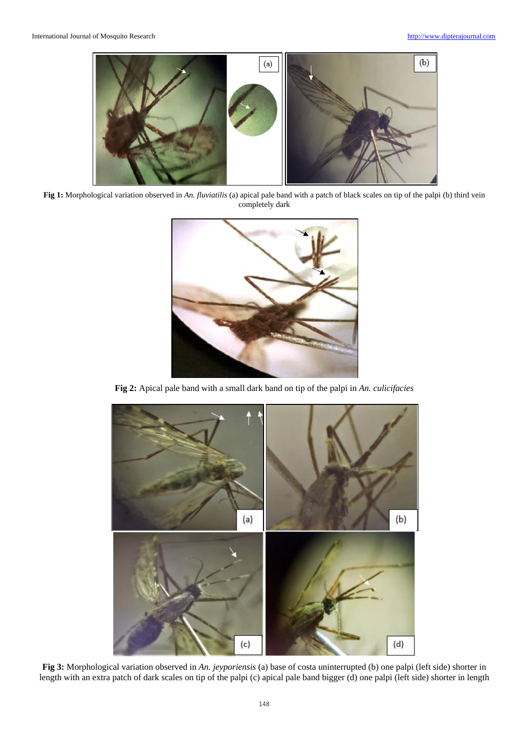**Fig 1:** Morphological variation observed in *An. fluviatilis* (a) apical pale band with a patch of black scales on tip of the palpi (b) third vein completely dark

**Fig 2:** Apical pale band with a small dark band on tip of the palpi in *An. culicifacies*

**Fig 3:** Morphological variation observed in *An. jeyporiensis* (a) base of costa uninterrupted (b) one palpi (left side) shorter in length with an extra patch of dark scales on tip of the palpi (c) apical pale band bigger (d) one palpi (left side) shorter in length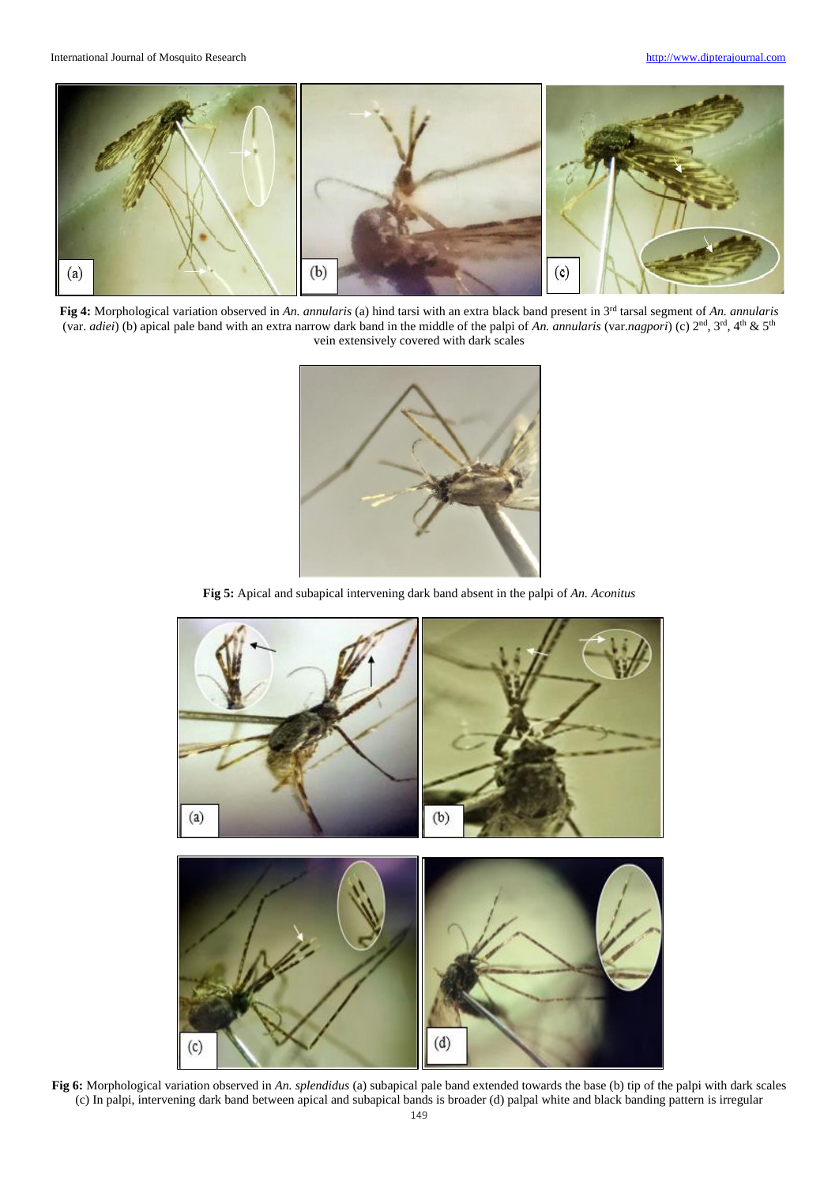**Fig 4:** Morphological variation observed in *An. annularis* (a) hind tarsi with an extra black band present in 3rd tarsal segment of *An. annularis* (var. *adiei*) (b) apical pale band with an extra narrow dark band in the middle of the palpi of *An. annularis* (var.*nagpori*) (c) 2nd, 3rd, 4th & 5th vein extensively covered with dark scales

**Fig 5:** Apical and subapical intervening dark band absent in the palpi of *An. Aconitus*

**Fig 6:** Morphological variation observed in *An. splendidus* (a) subapical pale band extended towards the base (b) tip of the palpi with dark scales (c) In palpi, intervening dark band between apical and subapical bands is broader (d) palpal white and black banding pattern is irregular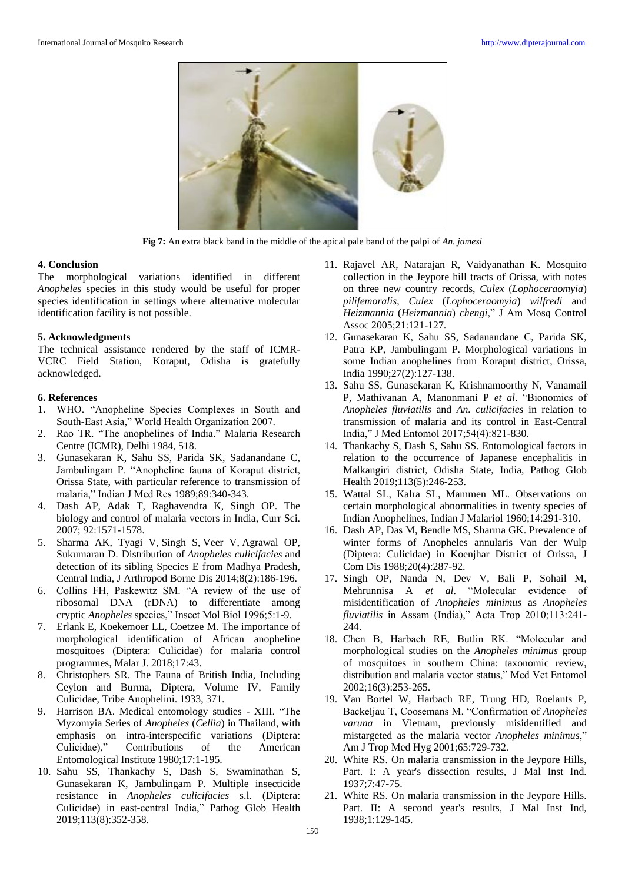Fig 7: An extra black band in the middle of the apical pale band of the palpi of *An. jamesi*

## 4. Conclusion

The morphological variations identified in different *Anopheles* species in this study would be useful for proper species identification in settings where alternative molecular identification facility is not possible.

## 5. Acknowledgments

The technical assistance rendered by the staff of ICMR-VCRC Field Station, Koraput, Odisha is gratefully acknowledged**.**

## 6. References

1. WHO. "Anopheline Species Complexes in South and South-East Asia," World Health Organization 2007.
2. Rao TR. "The anophelines of India." Malaria Research Centre (ICMR), Delhi 1984, 518.
3. Gunasekaran K, Sahu SS, Parida SK, Sadanandane C, Jambulingam P. "Anopheline fauna of Koraput district, Orissa State, with particular reference to transmission of malaria," Indian J Med Res 1989;89:340-343.
4. Dash AP, Adak T, Raghavendra K, Singh OP. The biology and control of malaria vectors in India, Curr Sci. 2007; 92:1571-1578.
5. Sharma AK, Tyagi V, Singh S, Veer V, Agrawal OP, Sukumaran D. Distribution of *Anopheles culicifacies* and detection of its sibling Species E from Madhya Pradesh, Central India, J Arthropod Borne Dis 2014;8(2):186-196.
6. Collins FH, Paskewitz SM. "A review of the use of ribosomal DNA (rDNA) to differentiate among cryptic *Anopheles* species," Insect Mol Biol 1996;5:1-9.
7. Erlank E, Koekemoer LL, Coetzee M. The importance of morphological identification of African anopheline mosquitoes (Diptera: Culicidae) for malaria control programmes, Malar J. 2018;17:43.
8. Christophers SR. The Fauna of British India, Including Ceylon and Burma, Diptera, Volume IV, Family Culicidae, Tribe Anophelini. 1933, 371.
9. Harrison BA. Medical entomology studies - XIII. "The Myzomyia Series of *Anopheles* (*Cellia*) in Thailand, with emphasis on intra-interspecific variations (Diptera: Culicidae)," Contributions of the American Entomological Institute 1980;17:1-195.
10. Sahu SS, Thankachy S, Dash S, Swaminathan S, Gunasekaran K, Jambulingam P. Multiple insecticide resistance in *Anopheles culicifacies* s.l. (Diptera: Culicidae) in east-central India," Pathog Glob Health 2019;113(8):352-358.
11. Rajavel AR, Natarajan R, Vaidyanathan K. Mosquito collection in the Jeypore hill tracts of Orissa, with notes on three new country records, *Culex* (*Lophoceraomyia*) *pilifemoralis*, *Culex* (*Lophoceraomyia*) *wilfredi* and *Heizmannia* (*Heizmannia*) *chengi*," J Am Mosq Control Assoc 2005;21:121-127.
12. Gunasekaran K, Sahu SS, Sadanandane C, Parida SK, Patra KP, Jambulingam P. Morphological variations in some Indian anophelines from Koraput district, Orissa, India 1990;27(2):127-138.
13. Sahu SS, Gunasekaran K, Krishnamoorthy N, Vanamail P, Mathivanan A, Manonmani P *et al*. "Bionomics of *Anopheles fluviatilis* and *An. culicifacies* in relation to transmission of malaria and its control in East-Central India," J Med Entomol 2017;54(4):821-830.
14. Thankachy S, Dash S, Sahu SS. Entomological factors in relation to the occurrence of Japanese encephalitis in Malkangiri district, Odisha State, India, Pathog Glob Health 2019;113(5):246-253.
15. Wattal SL, Kalra SL, Mammen ML. Observations on certain morphological abnormalities in twenty species of Indian Anophelines, Indian J Malariol 1960;14:291-310.
16. Dash AP, Das M, Bendle MS, Sharma GK. Prevalence of winter forms of Anopheles annularis Van der Wulp (Diptera: Culicidae) in Koenjhar District of Orissa, J Com Dis 1988;20(4):287-92.
17. Singh OP, Nanda N, Dev V, Bali P, Sohail M, Mehrunnisa A *et al*. "Molecular evidence of misidentification of *Anopheles minimus* as *Anopheles fluviatilis* in Assam (India)," Acta Trop 2010;113:241-244.
18. Chen B, Harbach RE, Butlin RK. "Molecular and morphological studies on the *Anopheles minimus* group of mosquitoes in southern China: taxonomic review, distribution and malaria vector status," Med Vet Entomol 2002;16(3):253-265.
19. Van Bortel W, Harbach RE, Trung HD, Roelants P, Backeljau T, Coosemans M. "Confirmation of *Anopheles varuna* in Vietnam, previously misidentified and mistargeted as the malaria vector *Anopheles minimus*," Am J Trop Med Hyg 2001;65:729-732.
20. White RS. On malaria transmission in the Jeypore Hills, Part. I: A year's dissection results, J Mal Inst Ind. 1937;7:47-75.
21. White RS. On malaria transmission in the Jeypore Hills. Part. II: A second year's results, J Mal Inst Ind, 1938;1:129-145.